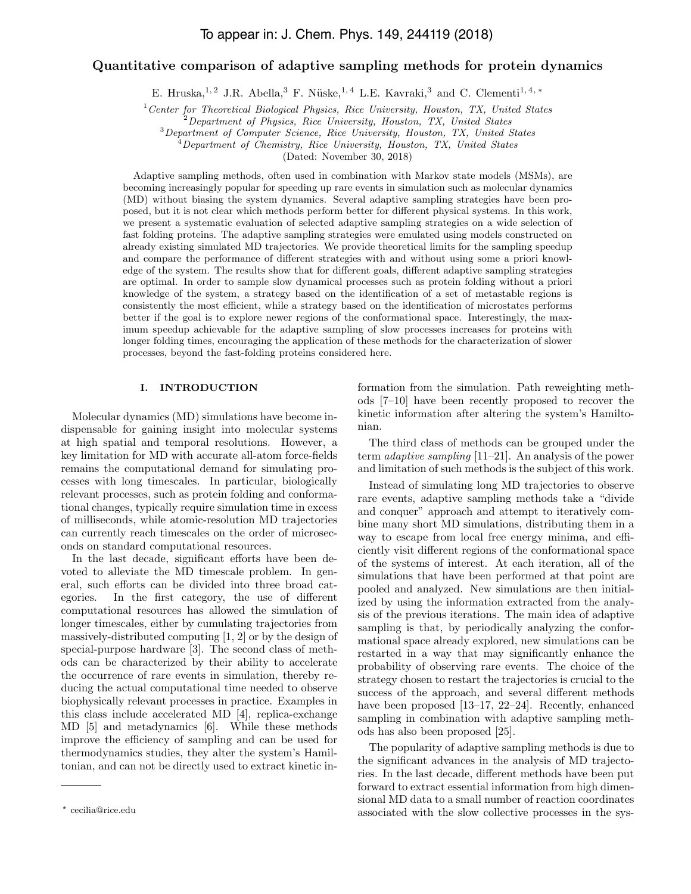To appear in: J. Chem. Phys. 149, 244119 (2018)

# Quantitative comparison of adaptive sampling methods for protein dynamics

E. Hruska,[1,2] J.R. Abella,[3] F. Nüske,[1,4] L.E. Kavraki,[3] and C. Clementi[1,4,*]

[1] *Center for Theoretical Biological Physics, Rice University, Houston, TX, United States*
[2] *Department of Physics, Rice University, Houston, TX, United States*
[3] *Department of Computer Science, Rice University, Houston, TX, United States*
[4] *Department of Chemistry, Rice University, Houston, TX, United States*
(Dated: November 30, 2018)

Adaptive sampling methods, often used in combination with Markov state models (MSMs), are becoming increasingly popular for speeding up rare events in simulation such as molecular dynamics (MD) without biasing the system dynamics. Several adaptive sampling strategies have been proposed, but it is not clear which methods perform better for different physical systems. In this work, we present a systematic evaluation of selected adaptive sampling strategies on a wide selection of fast folding proteins. The adaptive sampling strategies were emulated using models constructed on already existing simulated MD trajectories. We provide theoretical limits for the sampling speedup and compare the performance of different strategies with and without using some a priori knowledge of the system. The results show that for different goals, different adaptive sampling strategies are optimal. In order to sample slow dynamical processes such as protein folding without a priori knowledge of the system, a strategy based on the identification of a set of metastable regions is consistently the most efficient, while a strategy based on the identification of microstates performs better if the goal is to explore newer regions of the conformational space. Interestingly, the maximum speedup achievable for the adaptive sampling of slow processes increases for proteins with longer folding times, encouraging the application of these methods for the characterization of slower processes, beyond the fast-folding proteins considered here.

## I. INTRODUCTION

Molecular dynamics (MD) simulations have become indispensable for gaining insight into molecular systems at high spatial and temporal resolutions. However, a key limitation for MD with accurate all-atom force-fields remains the computational demand for simulating processes with long timescales. In particular, biologically relevant processes, such as protein folding and conformational changes, typically require simulation time in excess of milliseconds, while atomic-resolution MD trajectories can currently reach timescales on the order of microseconds on standard computational resources.

In the last decade, significant efforts have been devoted to alleviate the MD timescale problem. In general, such efforts can be divided into three broad categories. In the first category, the use of different computational resources has allowed the simulation of longer timescales, either by cumulating trajectories from massively-distributed computing [1, 2] or by the design of special-purpose hardware [3]. The second class of methods can be characterized by their ability to accelerate the occurrence of rare events in simulation, thereby reducing the actual computational time needed to observe biophysically relevant processes in practice. Examples in this class include accelerated MD [4], replica-exchange MD [5] and metadynamics [6]. While these methods improve the efficiency of sampling and can be used for thermodynamics studies, they alter the system's Hamiltonian, and can not be directly used to extract kinetic information from the simulation. Path reweighting methods [7–10] have been recently proposed to recover the kinetic information after altering the system's Hamiltonian.

The third class of methods can be grouped under the term *adaptive sampling* [11–21]. An analysis of the power and limitation of such methods is the subject of this work.

Instead of simulating long MD trajectories to observe rare events, adaptive sampling methods take a "divide and conquer" approach and attempt to iteratively combine many short MD simulations, distributing them in a way to escape from local free energy minima, and efficiently visit different regions of the conformational space of the systems of interest. At each iteration, all of the simulations that have been performed at that point are pooled and analyzed. New simulations are then initialized by using the information extracted from the analysis of the previous iterations. The main idea of adaptive sampling is that, by periodically analyzing the conformational space already explored, new simulations can be restarted in a way that may significantly enhance the probability of observing rare events. The choice of the strategy chosen to restart the trajectories is crucial to the success of the approach, and several different methods have been proposed [13–17, 22–24]. Recently, enhanced sampling in combination with adaptive sampling methods has also been proposed [25].

The popularity of adaptive sampling methods is due to the significant advances in the analysis of MD trajectories. In the last decade, different methods have been put forward to extract essential information from high dimensional MD data to a small number of reaction coordinates associated with the slow collective processes in the sys-

* cecilia@rice.edu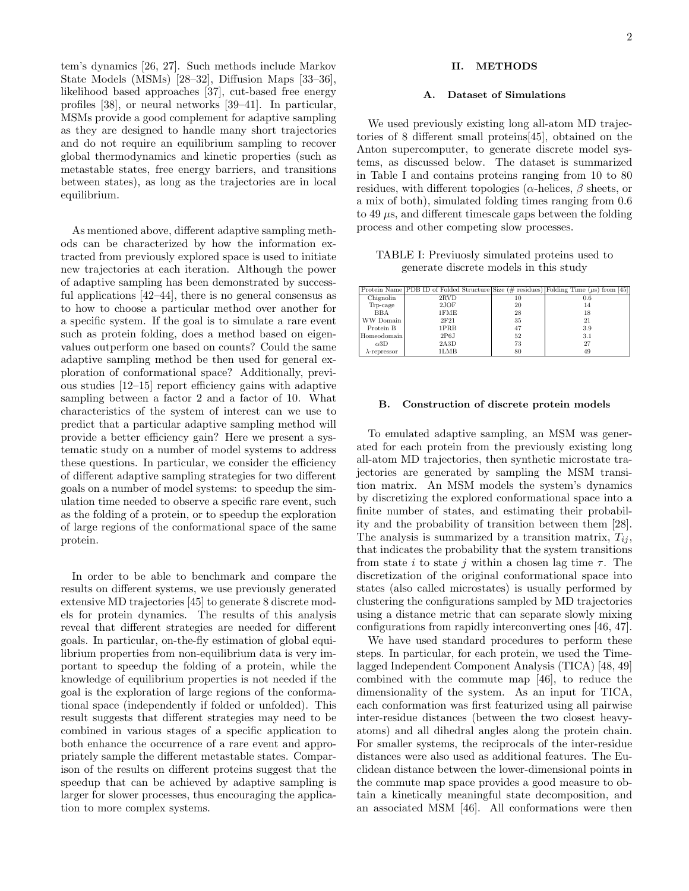tem's dynamics [26, 27]. Such methods include Markov State Models (MSMs) [28–32], Diffusion Maps [33–36], likelihood based approaches [37], cut-based free energy profiles [38], or neural networks [39–41]. In particular, MSMs provide a good complement for adaptive sampling as they are designed to handle many short trajectories and do not require an equilibrium sampling to recover global thermodynamics and kinetic properties (such as metastable states, free energy barriers, and transitions between states), as long as the trajectories are in local equilibrium.

As mentioned above, different adaptive sampling methods can be characterized by how the information extracted from previously explored space is used to initiate new trajectories at each iteration. Although the power of adaptive sampling has been demonstrated by successful applications [42–44], there is no general consensus as to how to choose a particular method over another for a specific system. If the goal is to simulate a rare event such as protein folding, does a method based on eigenvalues outperform one based on counts? Could the same adaptive sampling method be then used for general exploration of conformational space? Additionally, previous studies [12–15] report efficiency gains with adaptive sampling between a factor 2 and a factor of 10. What characteristics of the system of interest can we use to predict that a particular adaptive sampling method will provide a better efficiency gain? Here we present a systematic study on a number of model systems to address these questions. In particular, we consider the efficiency of different adaptive sampling strategies for two different goals on a number of model systems: to speedup the simulation time needed to observe a specific rare event, such as the folding of a protein, or to speedup the exploration of large regions of the conformational space of the same protein.

In order to be able to benchmark and compare the results on different systems, we use previously generated extensive MD trajectories [45] to generate 8 discrete models for protein dynamics. The results of this analysis reveal that different strategies are needed for different goals. In particular, on-the-fly estimation of global equilibrium properties from non-equilibrium data is very important to speedup the folding of a protein, while the knowledge of equilibrium properties is not needed if the goal is the exploration of large regions of the conformational space (independently if folded or unfolded). This result suggests that different strategies may need to be combined in various stages of a specific application to both enhance the occurrence of a rare event and appropriately sample the different metastable states. Comparison of the results on different proteins suggest that the speedup that can be achieved by adaptive sampling is larger for slower processes, thus encouraging the application to more complex systems.

## II. METHODS

### A. Dataset of Simulations

We used previously existing long all-atom MD trajectories of 8 different small proteins[45], obtained on the Anton supercomputer, to generate discrete model systems, as discussed below. The dataset is summarized in Table I and contains proteins ranging from 10 to 80 residues, with different topologies ($\alpha$-helices, $\beta$ sheets, or a mix of both), simulated folding times ranging from 0.6 to 49 $\mu$s, and different timescale gaps between the folding process and other competing slow processes.

TABLE I: Previuosly simulated proteins used to generate discrete models in this study

| Protein Name | PDB ID of Folded Structure | Size (# residues) | Folding Time ($\mu$s) from [45] |
|---|---|---|---|
| Chignolin | 2RVD | 10 | 0.6 |
| Trp-cage | 2JOF | 20 | 14 |
| BBA | 1FME | 28 | 18 |
| WW Domain | 2F21 | 35 | 21 |
| Protein B | 1PRB | 47 | 3.9 |
| Homeodomain | 2P6J | 52 | 3.1 |
| $\alpha$3D | 2A3D | 73 | 27 |
| $\lambda$-repressor | 1LMB | 80 | 49 |

### B. Construction of discrete protein models

To emulated adaptive sampling, an MSM was generated for each protein from the previously existing long all-atom MD trajectories, then synthetic microstate trajectories are generated by sampling the MSM transition matrix. An MSM models the system's dynamics by discretizing the explored conformational space into a finite number of states, and estimating their probability and the probability of transition between them [28]. The analysis is summarized by a transition matrix, $T_{ij}$, that indicates the probability that the system transitions from state $i$ to state $j$ within a chosen lag time $\tau$. The discretization of the original conformational space into states (also called microstates) is usually performed by clustering the configurations sampled by MD trajectories using a distance metric that can separate slowly mixing configurations from rapidly interconverting ones [46, 47].

We have used standard procedures to perform these steps. In particular, for each protein, we used the Time-lagged Independent Component Analysis (TICA) [48, 49] combined with the commute map [46], to reduce the dimensionality of the system. As an input for TICA, each conformation was first featurized using all pairwise inter-residue distances (between the two closest heavy-atoms) and all dihedral angles along the protein chain. For smaller systems, the reciprocals of the inter-residue distances were also used as additional features. The Euclidean distance between the lower-dimensional points in the commute map space provides a good measure to obtain a kinetically meaningful state decomposition, and an associated MSM [46]. All conformations were then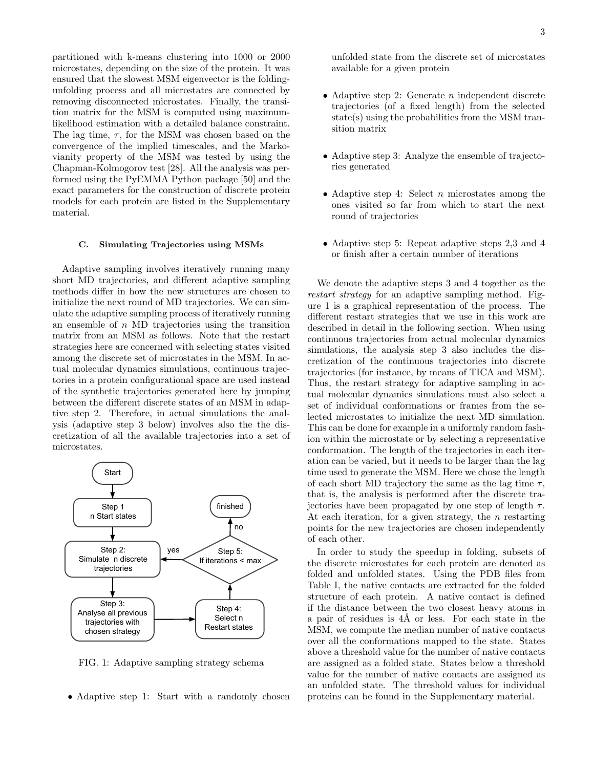partitioned with k-means clustering into 1000 or 2000 microstates, depending on the size of the protein. It was ensured that the slowest MSM eigenvector is the folding-unfolding process and all microstates are connected by removing disconnected microstates. Finally, the transition matrix for the MSM is computed using maximum-likelihood estimation with a detailed balance constraint. The lag time, $\tau$, for the MSM was chosen based on the convergence of the implied timescales, and the Markovianity property of the MSM was tested by using the Chapman-Kolmogorov test [28]. All the analysis was performed using the PyEMMA Python package [50] and the exact parameters for the construction of discrete protein models for each protein are listed in the Supplementary material.

### C. Simulating Trajectories using MSMs

Adaptive sampling involves iteratively running many short MD trajectories, and different adaptive sampling methods differ in how the new structures are chosen to initialize the next round of MD trajectories. We can simulate the adaptive sampling process of iteratively running an ensemble of $n$ MD trajectories using the transition matrix from an MSM as follows. Note that the restart strategies here are concerned with selecting states visited among the discrete set of microstates in the MSM. In actual molecular dynamics simulations, continuous trajectories in a protein configurational space are used instead of the synthetic trajectories generated here by jumping between the different discrete states of an MSM in adaptive step 2. Therefore, in actual simulations the analysis (adaptive step 3 below) involves also the the discretization of all the available trajectories into a set of microstates.

FIG. 1: Adaptive sampling strategy schema

- Adaptive step 1: Start with a randomly chosen unfolded state from the discrete set of microstates available for a given protein
- Adaptive step 2: Generate $n$ independent discrete trajectories (of a fixed length) from the selected state(s) using the probabilities from the MSM transition matrix
- Adaptive step 3: Analyze the ensemble of trajectories generated
- Adaptive step 4: Select $n$ microstates among the ones visited so far from which to start the next round of trajectories
- Adaptive step 5: Repeat adaptive steps 2,3 and 4 or finish after a certain number of iterations

We denote the adaptive steps 3 and 4 together as the *restart strategy* for an adaptive sampling method. Figure 1 is a graphical representation of the process. The different restart strategies that we use in this work are described in detail in the following section. When using continuous trajectories from actual molecular dynamics simulations, the analysis step 3 also includes the discretization of the continuous trajectories into discrete trajectories (for instance, by means of TICA and MSM). Thus, the restart strategy for adaptive sampling in actual molecular dynamics simulations must also select a set of individual conformations or frames from the selected microstates to initialize the next MD simulation. This can be done for example in a uniformly random fashion within the microstate or by selecting a representative conformation. The length of the trajectories in each iteration can be varied, but it needs to be larger than the lag time used to generate the MSM. Here we chose the length of each short MD trajectory the same as the lag time $\tau$, that is, the analysis is performed after the discrete trajectories have been propagated by one step of length $\tau$. At each iteration, for a given strategy, the $n$ restarting points for the new trajectories are chosen independently of each other.

In order to study the speedup in folding, subsets of the discrete microstates for each protein are denoted as folded and unfolded states. Using the PDB files from Table I, the native contacts are extracted for the folded structure of each protein. A native contact is defined if the distance between the two closest heavy atoms in a pair of residues is 4Å or less. For each state in the MSM, we compute the median number of native contacts over all the conformations mapped to the state. States above a threshold value for the number of native contacts are assigned as a folded state. States below a threshold value for the number of native contacts are assigned as an unfolded state. The threshold values for individual proteins can be found in the Supplementary material.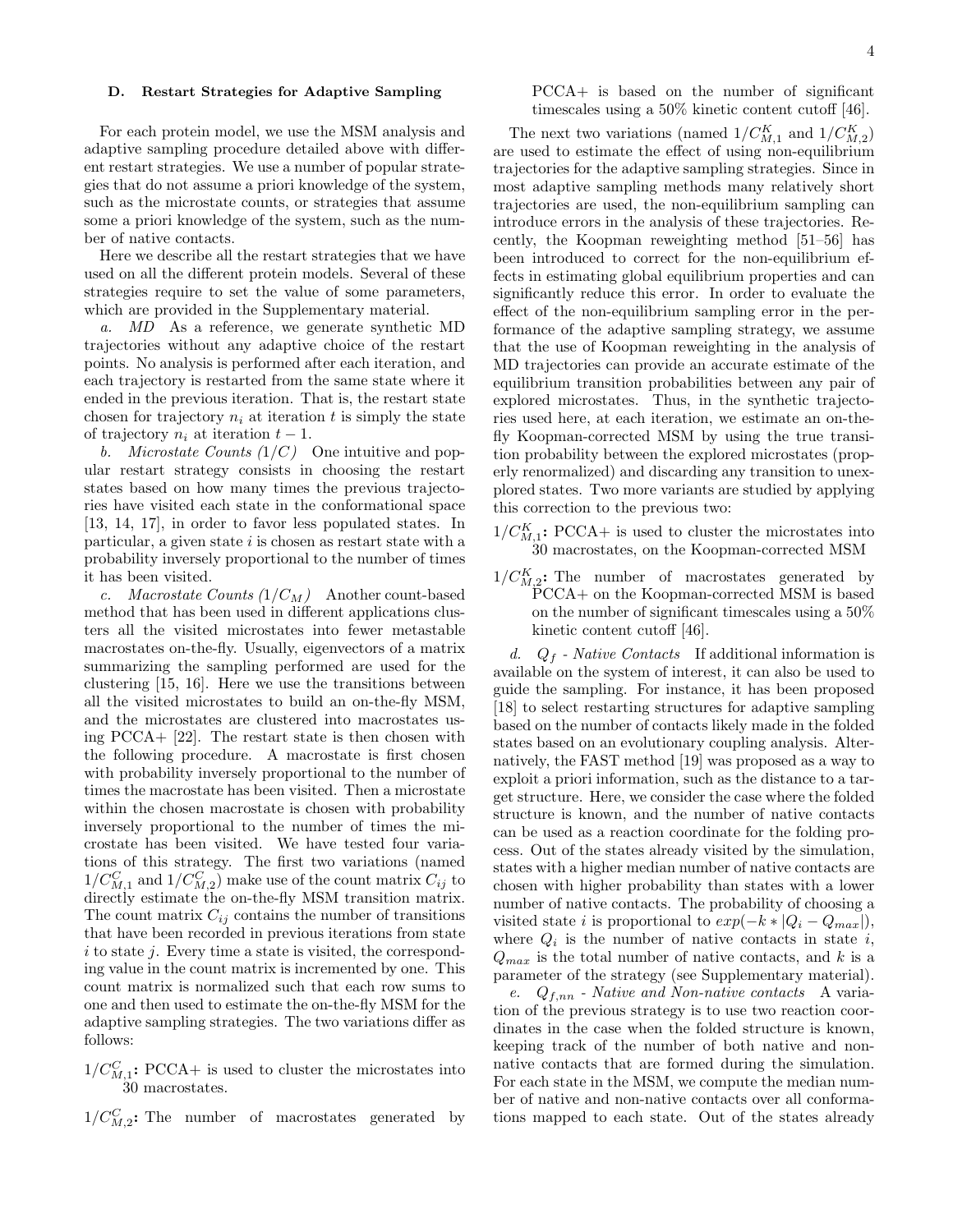### D. Restart Strategies for Adaptive Sampling

For each protein model, we use the MSM analysis and adaptive sampling procedure detailed above with different restart strategies. We use a number of popular strategies that do not assume a priori knowledge of the system, such as the microstate counts, or strategies that assume some a priori knowledge of the system, such as the number of native contacts.

Here we describe all the restart strategies that we have used on all the different protein models. Several of these strategies require to set the value of some parameters, which are provided in the Supplementary material.

*a. MD* As a reference, we generate synthetic MD trajectories without any adaptive choice of the restart points. No analysis is performed after each iteration, and each trajectory is restarted from the same state where it ended in the previous iteration. That is, the restart state chosen for trajectory $n_i$ at iteration $t$ is simply the state of trajectory $n_i$ at iteration $t-1$.

*b. Microstate Counts ($1/C$)* One intuitive and popular restart strategy consists in choosing the restart states based on how many times the previous trajectories have visited each state in the conformational space [13, 14, 17], in order to favor less populated states. In particular, a given state $i$ is chosen as restart state with a probability inversely proportional to the number of times it has been visited.

*c. Macrostate Counts ($1/C_M$)* Another count-based method that has been used in different applications clusters all the visited microstates into fewer metastable macrostates on-the-fly. Usually, eigenvectors of a matrix summarizing the sampling performed are used for the clustering [15, 16]. Here we use the transitions between all the visited microstates to build an on-the-fly MSM, and the microstates are clustered into macrostates using PCCA+ [22]. The restart state is then chosen with the following procedure. A macrostate is first chosen with probability inversely proportional to the number of times the macrostate has been visited. Then a microstate within the chosen macrostate is chosen with probability inversely proportional to the number of times the microstate has been visited. We have tested four variations of this strategy. The first two variations (named $1/C^C_{M,1}$ and $1/C^C_{M,2}$) make use of the count matrix $C_{ij}$ to directly estimate the on-the-fly MSM transition matrix. The count matrix $C_{ij}$ contains the number of transitions that have been recorded in previous iterations from state $i$ to state $j$. Every time a state is visited, the corresponding value in the count matrix is incremented by one. This count matrix is normalized such that each row sums to one and then used to estimate the on-the-fly MSM for the adaptive sampling strategies. The two variations differ as follows:

- **$1/C^C_{M,1}$:** PCCA+ is used to cluster the microstates into 30 macrostates.
- **$1/C^C_{M,2}$:** The number of macrostates generated by PCCA+ is based on the number of significant timescales using a 50% kinetic content cutoff [46].

The next two variations (named $1/C^K_{M,1}$ and $1/C^K_{M,2}$) are used to estimate the effect of using non-equilibrium trajectories for the adaptive sampling strategies. Since in most adaptive sampling methods many relatively short trajectories are used, the non-equilibrium sampling can introduce errors in the analysis of these trajectories. Recently, the Koopman reweighting method [51–56] has been introduced to correct for the non-equilibrium effects in estimating global equilibrium properties and can significantly reduce this error. In order to evaluate the effect of the non-equilibrium sampling error in the performance of the adaptive sampling strategy, we assume that the use of Koopman reweighting in the analysis of MD trajectories can provide an accurate estimate of the equilibrium transition probabilities between any pair of explored microstates. Thus, in the synthetic trajectories used here, at each iteration, we estimate an on-the-fly Koopman-corrected MSM by using the true transition probability between the explored microstates (properly renormalized) and discarding any transition to unexplored states. Two more variants are studied by applying this correction to the previous two:

- **$1/C^K_{M,1}$:** PCCA+ is used to cluster the microstates into 30 macrostates, on the Koopman-corrected MSM
- **$1/C^K_{M,2}$:** The number of macrostates generated by PCCA+ on the Koopman-corrected MSM is based on the number of significant timescales using a 50% kinetic content cutoff [46].

*d. $Q_f$ - Native Contacts* If additional information is available on the system of interest, it can also be used to guide the sampling. For instance, it has been proposed [18] to select restarting structures for adaptive sampling based on the number of contacts likely made in the folded states based on an evolutionary coupling analysis. Alternatively, the FAST method [19] was proposed as a way to exploit a priori information, such as the distance to a target structure. Here, we consider the case where the folded structure is known, and the number of native contacts can be used as a reaction coordinate for the folding process. Out of the states already visited by the simulation, states with a higher median number of native contacts are chosen with higher probability than states with a lower number of native contacts. The probability of choosing a visited state $i$ is proportional to $exp(-k * |Q_i - Q_{max}|)$, where $Q_i$ is the number of native contacts in state $i$, $Q_{max}$ is the total number of native contacts, and $k$ is a parameter of the strategy (see Supplementary material).

*e. $Q_{f,nn}$ - Native and Non-native contacts* A variation of the previous strategy is to use two reaction coordinates in the case when the folded structure is known, keeping track of the number of both native and non-native contacts that are formed during the simulation. For each state in the MSM, we compute the median number of native and non-native contacts over all conformations mapped to each state. Out of the states already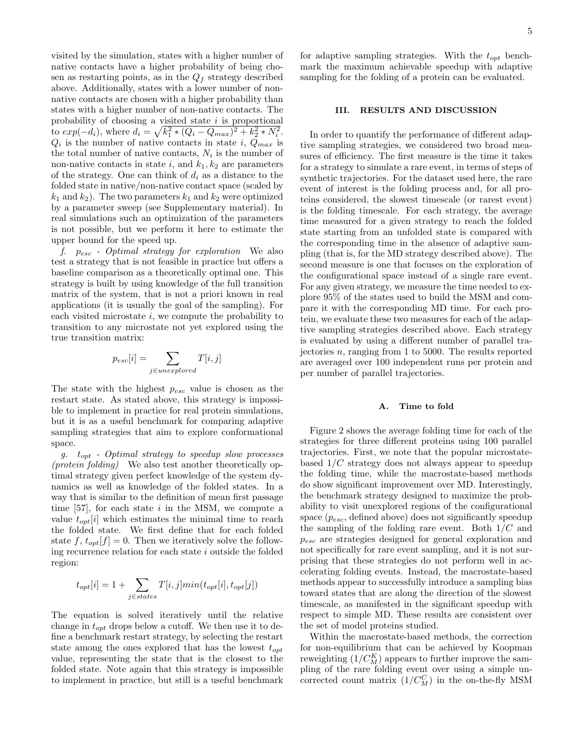visited by the simulation, states with a higher number of native contacts have a higher probability of being chosen as restarting points, as in the $Q_f$ strategy described above. Additionally, states with a lower number of non-native contacts are chosen with a higher probability than states with a higher number of non-native contacts. The probability of choosing a visited state $i$ is proportional to $exp(-d_i)$, where $d_i = \sqrt{k_1^2 * (Q_i - Q_{max})^2 + k_2^2 * N_i^2}$. $Q_i$ is the number of native contacts in state $i$, $Q_{max}$ is the total number of native contacts, $N_i$ is the number of non-native contacts in state $i$, and $k_1, k_2$ are parameters of the strategy. One can think of $d_i$ as a distance to the folded state in native/non-native contact space (scaled by $k_1$ and $k_2$). The two parameters $k_1$ and $k_2$ were optimized by a parameter sweep (see Supplementary material). In real simulations such an optimization of the parameters is not possible, but we perform it here to estimate the upper bound for the speed up.

*f. $p_{esc}$ - Optimal strategy for exploration* We also test a strategy that is not feasible in practice but offers a baseline comparison as a theoretically optimal one. This strategy is built by using knowledge of the full transition matrix of the system, that is not a priori known in real applications (it is usually the goal of the sampling). For each visited microstate $i$, we compute the probability to transition to any microstate not yet explored using the true transition matrix:

$$p_{esc}[i] = \sum_{j \in unexplored} T[i,j]$$

The state with the highest $p_{esc}$ value is chosen as the restart state. As stated above, this strategy is impossible to implement in practice for real protein simulations, but it is as a useful benchmark for comparing adaptive sampling strategies that aim to explore conformational space.

*g. $t_{opt}$ - Optimal strategy to speedup slow processes (protein folding)* We also test another theoretically optimal strategy given perfect knowledge of the system dynamics as well as knowledge of the folded states. In a way that is similar to the definition of mean first passage time [57], for each state $i$ in the MSM, we compute a value $t_{opt}[i]$ which estimates the minimal time to reach the folded state. We first define that for each folded state $f$, $t_{opt}[f] = 0$. Then we iteratively solve the following recurrence relation for each state $i$ outside the folded region:

$$t_{opt}[i] = 1 + \sum_{j \in states} T[i,j] min(t_{opt}[i], t_{opt}[j])$$

The equation is solved iteratively until the relative change in $t_{opt}$ drops below a cutoff. We then use it to define a benchmark restart strategy, by selecting the restart state among the ones explored that has the lowest $t_{opt}$ value, representing the state that is the closest to the folded state. Note again that this strategy is impossible to implement in practice, but still is a useful benchmark for adaptive sampling strategies. With the $t_{opt}$ benchmark the maximum achievable speedup with adaptive sampling for the folding of a protein can be evaluated.

## III. RESULTS AND DISCUSSION

In order to quantify the performance of different adaptive sampling strategies, we considered two broad measures of efficiency. The first measure is the time it takes for a strategy to simulate a rare event, in terms of steps of synthetic trajectories. For the dataset used here, the rare event of interest is the folding process and, for all proteins considered, the slowest timescale (or rarest event) is the folding timescale. For each strategy, the average time measured for a given strategy to reach the folded state starting from an unfolded state is compared with the corresponding time in the absence of adaptive sampling (that is, for the MD strategy described above). The second measure is one that focuses on the exploration of the configurational space instead of a single rare event. For any given strategy, we measure the time needed to explore 95% of the states used to build the MSM and compare it with the corresponding MD time. For each protein, we evaluate these two measures for each of the adaptive sampling strategies described above. Each strategy is evaluated by using a different number of parallel trajectories $n$, ranging from 1 to 5000. The results reported are averaged over 100 independent runs per protein and per number of parallel trajectories.

### A. Time to fold

Figure 2 shows the average folding time for each of the strategies for three different proteins using 100 parallel trajectories. First, we note that the popular microstate-based $1/C$ strategy does not always appear to speedup the folding time, while the macrostate-based methods do show significant improvement over MD. Interestingly, the benchmark strategy designed to maximize the probability to visit unexplored regions of the configurational space ($p_{esc}$, defined above) does not significantly speedup the sampling of the folding rare event. Both $1/C$ and $p_{esc}$ are strategies designed for general exploration and not specifically for rare event sampling, and it is not surprising that these strategies do not perform well in accelerating folding events. Instead, the macrostate-based methods appear to successfully introduce a sampling bias toward states that are along the direction of the slowest timescale, as manifested in the significant speedup with respect to simple MD. These results are consistent over the set of model proteins studied.

Within the macrostate-based methods, the correction for non-equilibrium that can be achieved by Koopman reweighting ($1/C_M^K$) appears to further improve the sampling of the rare folding event over using a simple uncorrected count matrix ($1/C_M^C$) in the on-the-fly MSM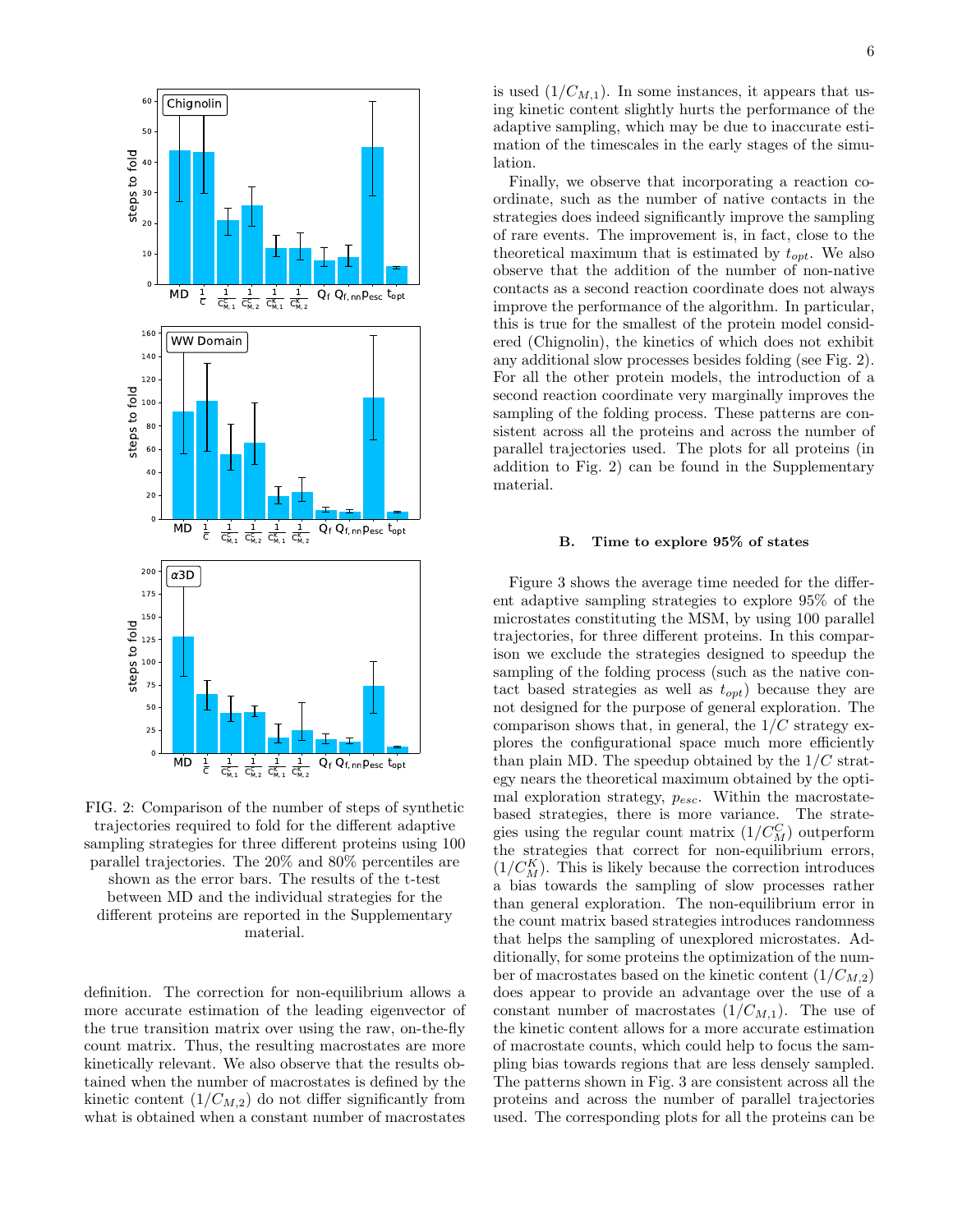FIG. 2: Comparison of the number of steps of synthetic trajectories required to fold for the different adaptive sampling strategies for three different proteins using 100 parallel trajectories. The 20% and 80% percentiles are shown as the error bars. The results of the t-test between MD and the individual strategies for the different proteins are reported in the Supplementary material.

definition. The correction for non-equilibrium allows a more accurate estimation of the leading eigenvector of the true transition matrix over using the raw, on-the-fly count matrix. Thus, the resulting macrostates are more kinetically relevant. We also observe that the results obtained when the number of macrostates is defined by the kinetic content ($1/C_{M,2}$) do not differ significantly from what is obtained when a constant number of macrostates is used ($1/C_{M,1}$). In some instances, it appears that using kinetic content slightly hurts the performance of the adaptive sampling, which may be due to inaccurate estimation of the timescales in the early stages of the simulation.

Finally, we observe that incorporating a reaction coordinate, such as the number of native contacts in the strategies does indeed significantly improve the sampling of rare events. The improvement is, in fact, close to the theoretical maximum that is estimated by $t_{opt}$. We also observe that the addition of the number of non-native contacts as a second reaction coordinate does not always improve the performance of the algorithm. In particular, this is true for the smallest of the protein model considered (Chignolin), the kinetics of which does not exhibit any additional slow processes besides folding (see Fig. 2). For all the other protein models, the introduction of a second reaction coordinate very marginally improves the sampling of the folding process. These patterns are consistent across all the proteins and across the number of parallel trajectories used. The plots for all proteins (in addition to Fig. 2) can be found in the Supplementary material.

### B. Time to explore 95% of states

Figure 3 shows the average time needed for the different adaptive sampling strategies to explore 95% of the microstates constituting the MSM, by using 100 parallel trajectories, for three different proteins. In this comparison we exclude the strategies designed to speedup the sampling of the folding process (such as the native contact based strategies as well as $t_{opt}$) because they are not designed for the purpose of general exploration. The comparison shows that, in general, the $1/C$ strategy explores the configurational space much more efficiently than plain MD. The speedup obtained by the $1/C$ strategy nears the theoretical maximum obtained by the optimal exploration strategy, $p_{esc}$. Within the macrostate-based strategies, there is more variance. The strategies using the regular count matrix ($1/C_M^C$) outperform the strategies that correct for non-equilibrium errors, ($1/C_M^K$). This is likely because the correction introduces a bias towards the sampling of slow processes rather than general exploration. The non-equilibrium error in the count matrix based strategies introduces randomness that helps the sampling of unexplored microstates. Additionally, for some proteins the optimization of the number of macrostates based on the kinetic content ($1/C_{M,2}$) does appear to provide an advantage over the use of a constant number of macrostates ($1/C_{M,1}$). The use of the kinetic content allows for a more accurate estimation of macrostate counts, which could help to focus the sampling bias towards regions that are less densely sampled. The patterns shown in Fig. 3 are consistent across all the proteins and across the number of parallel trajectories used. The corresponding plots for all the proteins can be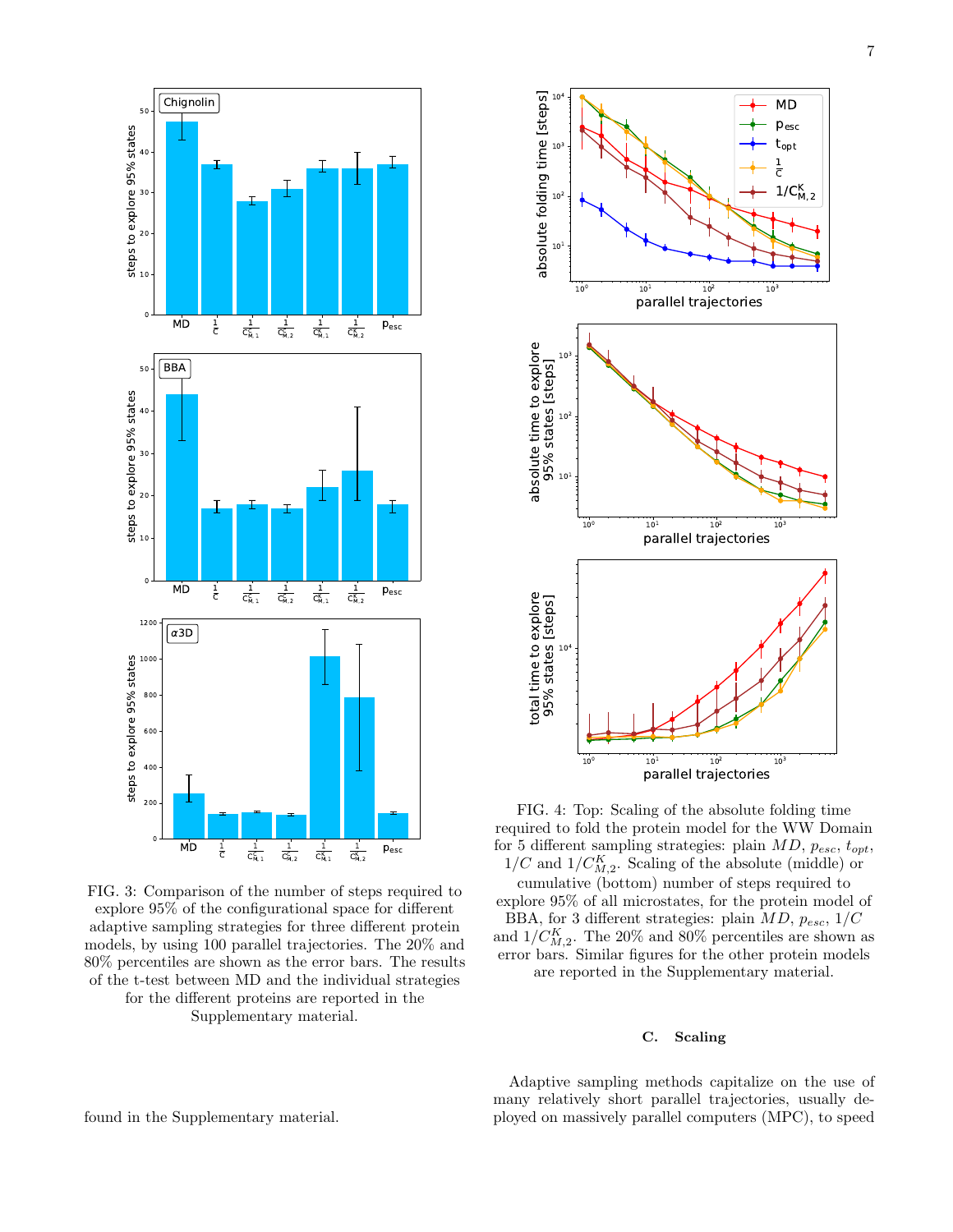FIG. 3: Comparison of the number of steps required to explore 95% of the configurational space for different adaptive sampling strategies for three different protein models, by using 100 parallel trajectories. The 20% and 80% percentiles are shown as the error bars. The results of the t-test between MD and the individual strategies for the different proteins are reported in the Supplementary material.

found in the Supplementary material.

FIG. 4: Top: Scaling of the absolute folding time required to fold the protein model for the WW Domain for 5 different sampling strategies: plain $MD$, $p_{esc}$, $t_{opt}$, $1/C$ and $1/C^K_{M,2}$. Scaling of the absolute (middle) or cumulative (bottom) number of steps required to explore 95% of all microstates, for the protein model of BBA, for 3 different strategies: plain $MD$, $p_{esc}$, $1/C$ and $1/C^K_{M,2}$. The 20% and 80% percentiles are shown as error bars. Similar figures for the other protein models are reported in the Supplementary material.

### C. Scaling

Adaptive sampling methods capitalize on the use of many relatively short parallel trajectories, usually deployed on massively parallel computers (MPC), to speed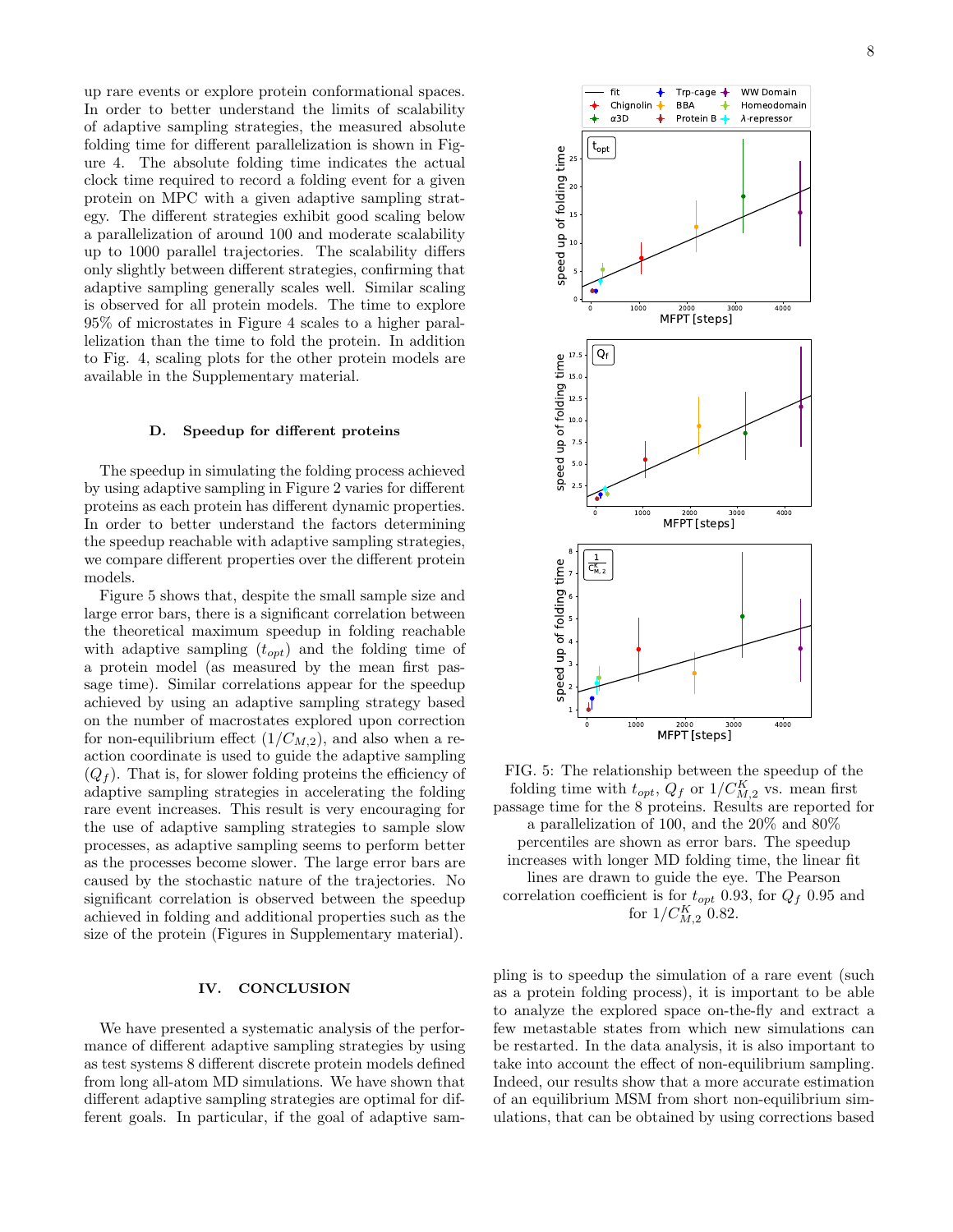up rare events or explore protein conformational spaces. In order to better understand the limits of scalability of adaptive sampling strategies, the measured absolute folding time for different parallelization is shown in Figure 4. The absolute folding time indicates the actual clock time required to record a folding event for a given protein on MPC with a given adaptive sampling strategy. The different strategies exhibit good scaling below a parallelization of around 100 and moderate scalability up to 1000 parallel trajectories. The scalability differs only slightly between different strategies, confirming that adaptive sampling generally scales well. Similar scaling is observed for all protein models. The time to explore 95% of microstates in Figure 4 scales to a higher parallelization than the time to fold the protein. In addition to Fig. 4, scaling plots for the other protein models are available in the Supplementary material.

### D. Speedup for different proteins

The speedup in simulating the folding process achieved by using adaptive sampling in Figure 2 varies for different proteins as each protein has different dynamic properties. In order to better understand the factors determining the speedup reachable with adaptive sampling strategies, we compare different properties over the different protein models.

Figure 5 shows that, despite the small sample size and large error bars, there is a significant correlation between the theoretical maximum speedup in folding reachable with adaptive sampling ($t_{opt}$) and the folding time of a protein model (as measured by the mean first passage time). Similar correlations appear for the speedup achieved by using an adaptive sampling strategy based on the number of macrostates explored upon correction for non-equilibrium effect ($1/C_{M,2}$), and also when a reaction coordinate is used to guide the adaptive sampling ($Q_f$). That is, for slower folding proteins the efficiency of adaptive sampling strategies in accelerating the folding rare event increases. This result is very encouraging for the use of adaptive sampling strategies to sample slow processes, as adaptive sampling seems to perform better as the processes become slower. The large error bars are caused by the stochastic nature of the trajectories. No significant correlation is observed between the speedup achieved in folding and additional properties such as the size of the protein (Figures in Supplementary material).

FIG. 5: The relationship between the speedup of the folding time with $t_{opt}$, $Q_f$ or $1/C^K_{M,2}$ vs. mean first passage time for the 8 proteins. Results are reported for a parallelization of 100, and the 20% and 80% percentiles are shown as error bars. The speedup increases with longer MD folding time, the linear fit lines are drawn to guide the eye. The Pearson correlation coefficient is for $t_{opt}$ 0.93, for $Q_f$ 0.95 and for $1/C^K_{M,2}$ 0.82.

## IV. CONCLUSION

We have presented a systematic analysis of the performance of different adaptive sampling strategies by using as test systems 8 different discrete protein models defined from long all-atom MD simulations. We have shown that different adaptive sampling strategies are optimal for different goals. In particular, if the goal of adaptive sampling is to speedup the simulation of a rare event (such as a protein folding process), it is important to be able to analyze the explored space on-the-fly and extract a few metastable states from which new simulations can be restarted. In the data analysis, it is also important to take into account the effect of non-equilibrium sampling. Indeed, our results show that a more accurate estimation of an equilibrium MSM from short non-equilibrium simulations, that can be obtained by using corrections based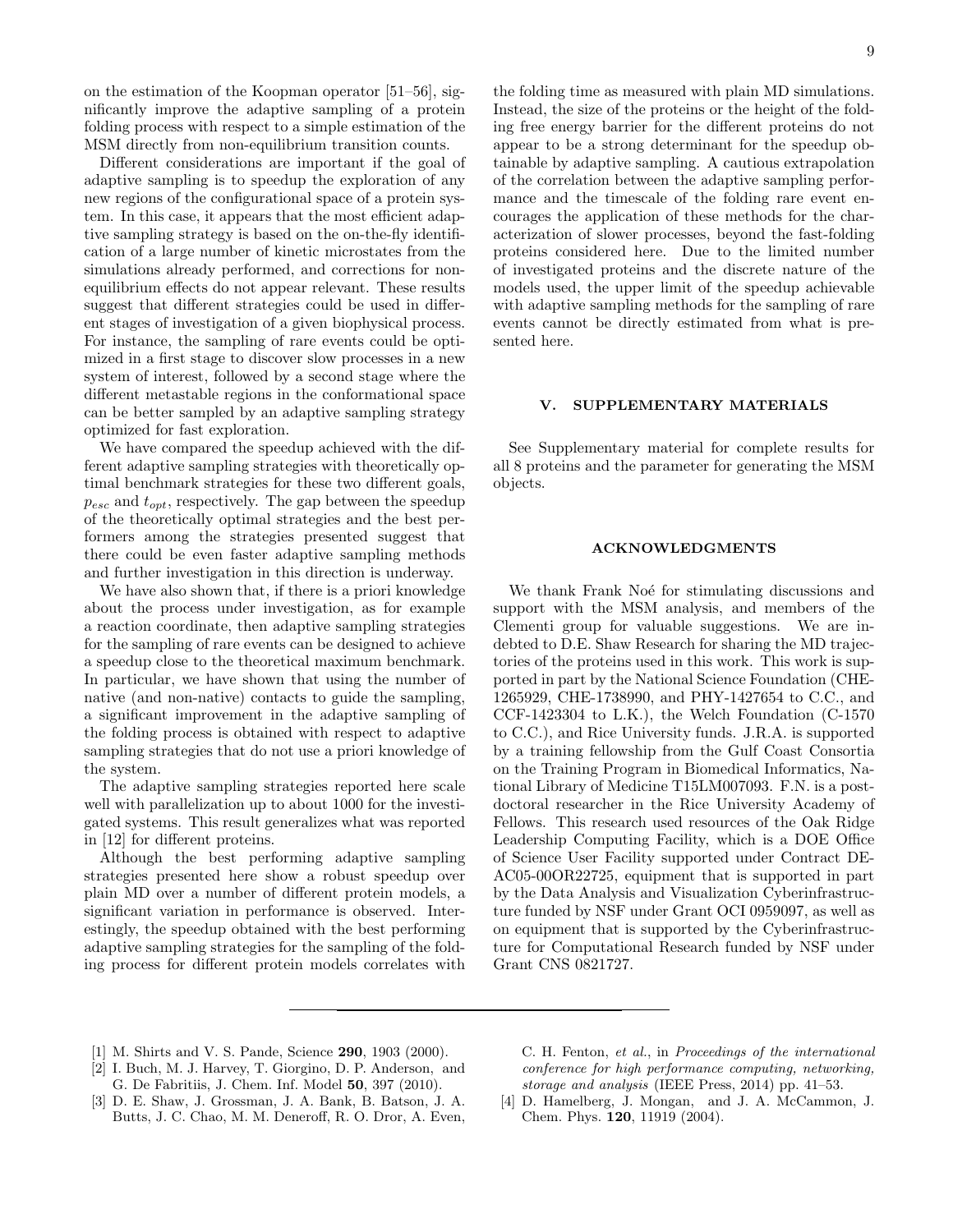on the estimation of the Koopman operator [51–56], significantly improve the adaptive sampling of a protein folding process with respect to a simple estimation of the MSM directly from non-equilibrium transition counts.

Different considerations are important if the goal of adaptive sampling is to speedup the exploration of any new regions of the configurational space of a protein system. In this case, it appears that the most efficient adaptive sampling strategy is based on the on-the-fly identification of a large number of kinetic microstates from the simulations already performed, and corrections for non-equilibrium effects do not appear relevant. These results suggest that different strategies could be used in different stages of investigation of a given biophysical process. For instance, the sampling of rare events could be optimized in a first stage to discover slow processes in a new system of interest, followed by a second stage where the different metastable regions in the conformational space can be better sampled by an adaptive sampling strategy optimized for fast exploration.

We have compared the speedup achieved with the different adaptive sampling strategies with theoretically optimal benchmark strategies for these two different goals, $p_{esc}$ and $t_{opt}$, respectively. The gap between the speedup of the theoretically optimal strategies and the best performers among the strategies presented suggest that there could be even faster adaptive sampling methods and further investigation in this direction is underway.

We have also shown that, if there is a priori knowledge about the process under investigation, as for example a reaction coordinate, then adaptive sampling strategies for the sampling of rare events can be designed to achieve a speedup close to the theoretical maximum benchmark. In particular, we have shown that using the number of native (and non-native) contacts to guide the sampling, a significant improvement in the adaptive sampling of the folding process is obtained with respect to adaptive sampling strategies that do not use a priori knowledge of the system.

The adaptive sampling strategies reported here scale well with parallelization up to about 1000 for the investigated systems. This result generalizes what was reported in [12] for different proteins.

Although the best performing adaptive sampling strategies presented here show a robust speedup over plain MD over a number of different protein models, a significant variation in performance is observed. Interestingly, the speedup obtained with the best performing adaptive sampling strategies for the sampling of the folding process for different protein models correlates with the folding time as measured with plain MD simulations. Instead, the size of the proteins or the height of the folding free energy barrier for the different proteins do not appear to be a strong determinant for the speedup obtainable by adaptive sampling. A cautious extrapolation of the correlation between the adaptive sampling performance and the timescale of the folding rare event encourages the application of these methods for the characterization of slower processes, beyond the fast-folding proteins considered here. Due to the limited number of investigated proteins and the discrete nature of the models used, the upper limit of the speedup achievable with adaptive sampling methods for the sampling of rare events cannot be directly estimated from what is presented here.

## V. SUPPLEMENTARY MATERIALS

See Supplementary material for complete results for all 8 proteins and the parameter for generating the MSM objects.

## ACKNOWLEDGMENTS

We thank Frank Noé for stimulating discussions and support with the MSM analysis, and members of the Clementi group for valuable suggestions. We are indebted to D.E. Shaw Research for sharing the MD trajectories of the proteins used in this work. This work is supported in part by the National Science Foundation (CHE-1265929, CHE-1738990, and PHY-1427654 to C.C., and CCF-1423304 to L.K.), the Welch Foundation (C-1570 to C.C.), and Rice University funds. J.R.A. is supported by a training fellowship from the Gulf Coast Consortia on the Training Program in Biomedical Informatics, National Library of Medicine T15LM007093. F.N. is a postdoctoral researcher in the Rice University Academy of Fellows. This research used resources of the Oak Ridge Leadership Computing Facility, which is a DOE Office of Science User Facility supported under Contract DE-AC05-00OR22725, equipment that is supported in part by the Data Analysis and Visualization Cyberinfrastructure funded by NSF under Grant OCI 0959097, as well as on equipment that is supported by the Cyberinfrastructure for Computational Research funded by NSF under Grant CNS 0821727.

---

[1] M. Shirts and V. S. Pande, Science **290**, 1903 (2000).

[2] I. Buch, M. J. Harvey, T. Giorgino, D. P. Anderson, and G. De Fabritiis, J. Chem. Inf. Model **50**, 397 (2010).

[3] D. E. Shaw, J. Grossman, J. A. Bank, B. Batson, J. A. Butts, J. C. Chao, M. M. Deneroff, R. O. Dror, A. Even, C. H. Fenton, *et al.*, in *Proceedings of the international conference for high performance computing, networking, storage and analysis* (IEEE Press, 2014) pp. 41–53.

[4] D. Hamelberg, J. Mongan, and J. A. McCammon, J. Chem. Phys. **120**, 11919 (2004).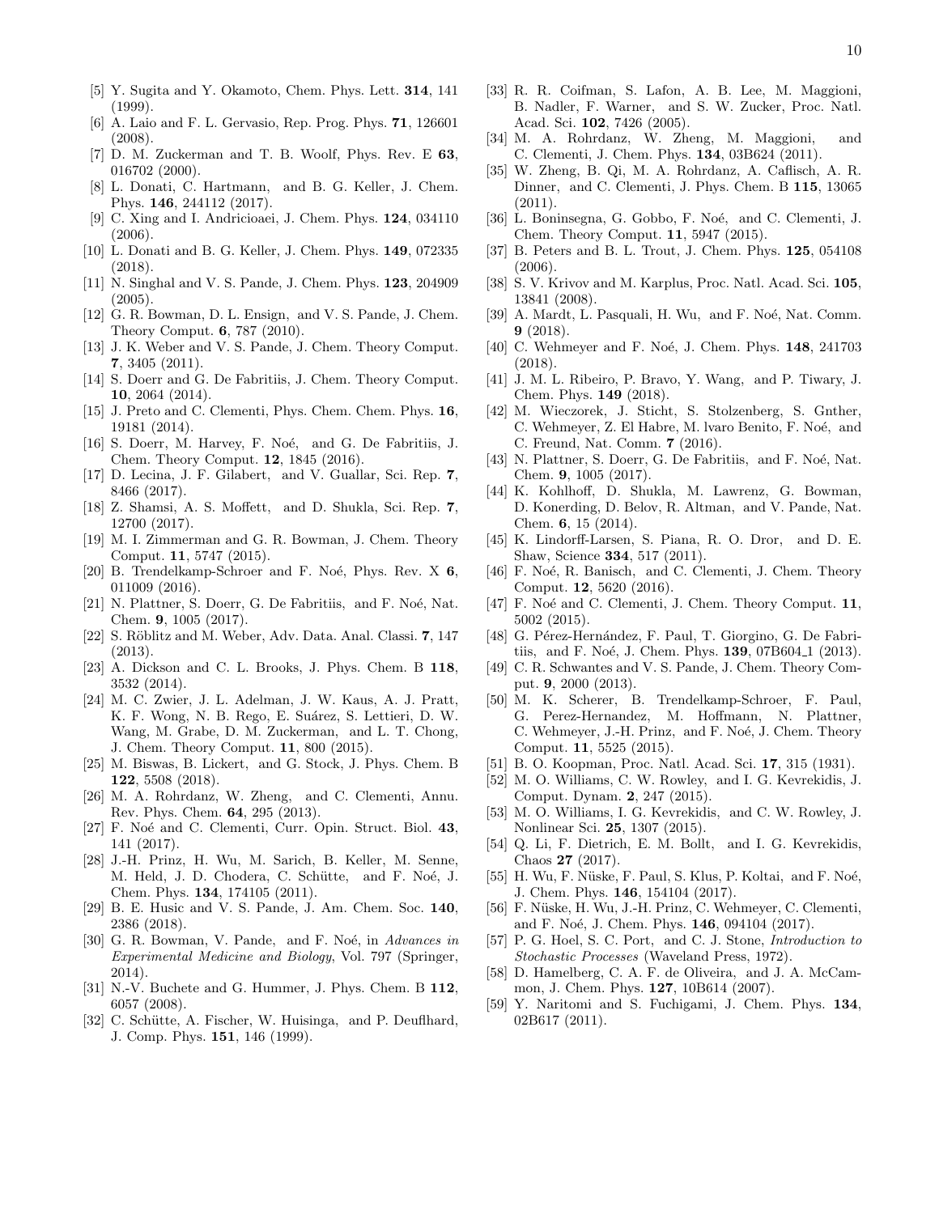[5] Y. Sugita and Y. Okamoto, Chem. Phys. Lett. **314**, 141 (1999).

[6] A. Laio and F. L. Gervasio, Rep. Prog. Phys. **71**, 126601 (2008).

[7] D. M. Zuckerman and T. B. Woolf, Phys. Rev. E **63**, 016702 (2000).

[8] L. Donati, C. Hartmann, and B. G. Keller, J. Chem. Phys. **146**, 244112 (2017).

[9] C. Xing and I. Andricioaei, J. Chem. Phys. **124**, 034110 (2006).

[10] L. Donati and B. G. Keller, J. Chem. Phys. **149**, 072335 (2018).

[11] N. Singhal and V. S. Pande, J. Chem. Phys. **123**, 204909 (2005).

[12] G. R. Bowman, D. L. Ensign, and V. S. Pande, J. Chem. Theory Comput. **6**, 787 (2010).

[13] J. K. Weber and V. S. Pande, J. Chem. Theory Comput. **7**, 3405 (2011).

[14] S. Doerr and G. De Fabritiis, J. Chem. Theory Comput. **10**, 2064 (2014).

[15] J. Preto and C. Clementi, Phys. Chem. Chem. Phys. **16**, 19181 (2014).

[16] S. Doerr, M. Harvey, F. Noé, and G. De Fabritiis, J. Chem. Theory Comput. **12**, 1845 (2016).

[17] D. Lecina, J. F. Gilabert, and V. Guallar, Sci. Rep. **7**, 8466 (2017).

[18] Z. Shamsi, A. S. Moffett, and D. Shukla, Sci. Rep. **7**, 12700 (2017).

[19] M. I. Zimmerman and G. R. Bowman, J. Chem. Theory Comput. **11**, 5747 (2015).

[20] B. Trendelkamp-Schroer and F. Noé, Phys. Rev. X **6**, 011009 (2016).

[21] N. Plattner, S. Doerr, G. De Fabritiis, and F. Noé, Nat. Chem. **9**, 1005 (2017).

[22] S. Röblitz and M. Weber, Adv. Data. Anal. Classi. **7**, 147 (2013).

[23] A. Dickson and C. L. Brooks, J. Phys. Chem. B **118**, 3532 (2014).

[24] M. C. Zwier, J. L. Adelman, J. W. Kaus, A. J. Pratt, K. F. Wong, N. B. Rego, E. Suárez, S. Lettieri, D. W. Wang, M. Grabe, D. M. Zuckerman, and L. T. Chong, J. Chem. Theory Comput. **11**, 800 (2015).

[25] M. Biswas, B. Lickert, and G. Stock, J. Phys. Chem. B **122**, 5508 (2018).

[26] M. A. Rohrdanz, W. Zheng, and C. Clementi, Annu. Rev. Phys. Chem. **64**, 295 (2013).

[27] F. Noé and C. Clementi, Curr. Opin. Struct. Biol. **43**, 141 (2017).

[28] J.-H. Prinz, H. Wu, M. Sarich, B. Keller, M. Senne, M. Held, J. D. Chodera, C. Schütte, and F. Noé, J. Chem. Phys. **134**, 174105 (2011).

[29] B. E. Husic and V. S. Pande, J. Am. Chem. Soc. **140**, 2386 (2018).

[30] G. R. Bowman, V. Pande, and F. Noé, in *Advances in Experimental Medicine and Biology*, Vol. 797 (Springer, 2014).

[31] N.-V. Buchete and G. Hummer, J. Phys. Chem. B **112**, 6057 (2008).

[32] C. Schütte, A. Fischer, W. Huisinga, and P. Deuflhard, J. Comp. Phys. **151**, 146 (1999).

[33] R. R. Coifman, S. Lafon, A. B. Lee, M. Maggioni, B. Nadler, F. Warner, and S. W. Zucker, Proc. Natl. Acad. Sci. **102**, 7426 (2005).

[34] M. A. Rohrdanz, W. Zheng, M. Maggioni, and C. Clementi, J. Chem. Phys. **134**, 03B624 (2011).

[35] W. Zheng, B. Qi, M. A. Rohrdanz, A. Caflisch, A. R. Dinner, and C. Clementi, J. Phys. Chem. B **115**, 13065 (2011).

[36] L. Boninsegna, G. Gobbo, F. Noé, and C. Clementi, J. Chem. Theory Comput. **11**, 5947 (2015).

[37] B. Peters and B. L. Trout, J. Chem. Phys. **125**, 054108 (2006).

[38] S. V. Krivov and M. Karplus, Proc. Natl. Acad. Sci. **105**, 13841 (2008).

[39] A. Mardt, L. Pasquali, H. Wu, and F. Noé, Nat. Comm. **9** (2018).

[40] C. Wehmeyer and F. Noé, J. Chem. Phys. **148**, 241703 (2018).

[41] J. M. L. Ribeiro, P. Bravo, Y. Wang, and P. Tiwary, J. Chem. Phys. **149** (2018).

[42] M. Wieczorek, J. Sticht, S. Stolzenberg, S. Gnther, C. Wehmeyer, Z. El Habre, M. lvaro Benito, F. Noé, and C. Freund, Nat. Comm. **7** (2016).

[43] N. Plattner, S. Doerr, G. De Fabritiis, and F. Noé, Nat. Chem. **9**, 1005 (2017).

[44] K. Kohlhoff, D. Shukla, M. Lawrenz, G. Bowman, D. Konerding, D. Belov, R. Altman, and V. Pande, Nat. Chem. **6**, 15 (2014).

[45] K. Lindorff-Larsen, S. Piana, R. O. Dror, and D. E. Shaw, Science **334**, 517 (2011).

[46] F. Noé, R. Banisch, and C. Clementi, J. Chem. Theory Comput. **12**, 5620 (2016).

[47] F. Noé and C. Clementi, J. Chem. Theory Comput. **11**, 5002 (2015).

[48] G. Pérez-Hernández, F. Paul, T. Giorgino, G. De Fabritiis, and F. Noé, J. Chem. Phys. **139**, 07B604_1 (2013).

[49] C. R. Schwantes and V. S. Pande, J. Chem. Theory Comput. **9**, 2000 (2013).

[50] M. K. Scherer, B. Trendelkamp-Schroer, F. Paul, G. Perez-Hernandez, M. Hoffmann, N. Plattner, C. Wehmeyer, J.-H. Prinz, and F. Noé, J. Chem. Theory Comput. **11**, 5525 (2015).

[51] B. O. Koopman, Proc. Natl. Acad. Sci. **17**, 315 (1931).

[52] M. O. Williams, C. W. Rowley, and I. G. Kevrekidis, J. Comput. Dynam. **2**, 247 (2015).

[53] M. O. Williams, I. G. Kevrekidis, and C. W. Rowley, J. Nonlinear Sci. **25**, 1307 (2015).

[54] Q. Li, F. Dietrich, E. M. Bollt, and I. G. Kevrekidis, Chaos **27** (2017).

[55] H. Wu, F. Nüske, F. Paul, S. Klus, P. Koltai, and F. Noé, J. Chem. Phys. **146**, 154104 (2017).

[56] F. Nüske, H. Wu, J.-H. Prinz, C. Wehmeyer, C. Clementi, and F. Noé, J. Chem. Phys. **146**, 094104 (2017).

[57] P. G. Hoel, S. C. Port, and C. J. Stone, *Introduction to Stochastic Processes* (Waveland Press, 1972).

[58] D. Hamelberg, C. A. F. de Oliveira, and J. A. McCammon, J. Chem. Phys. **127**, 10B614 (2007).

[59] Y. Naritomi and S. Fuchigami, J. Chem. Phys. **134**, 02B617 (2011).